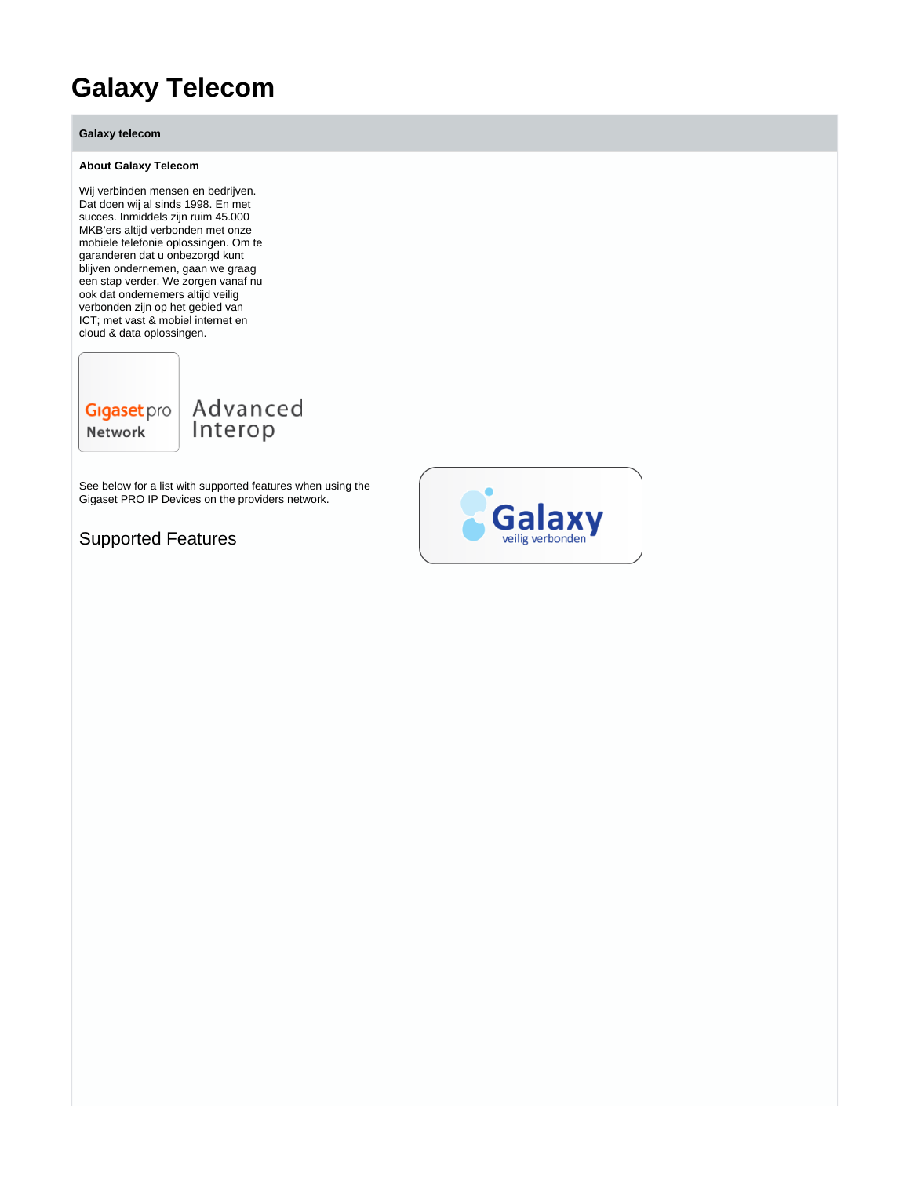# Galaxy Telecom

**Galaxy telecom**

**About Galaxy Telecom**

Wij verbinden mensen en bedrijven. Dat doen wij al sinds 1998. En met succes. Inmiddels zijn ruim 45.000 MKB'ers altijd verbonden met onze mobiele telefonie oplossingen. Om te garanderen dat u onbezorgd kunt blijven ondernemen, gaan we graag een stap verder. We zorgen vanaf nu ook dat ondernemers altijd veilig verbonden zijn op het gebied van ICT; met vast & mobiel internet en cloud & data oplossingen.

Gigaset pro Network

Advanced Interop

See below for a list with supported features when using the Gigaset PRO IP Devices on the providers network.

Galaxy veilig verbonden

## Supported Features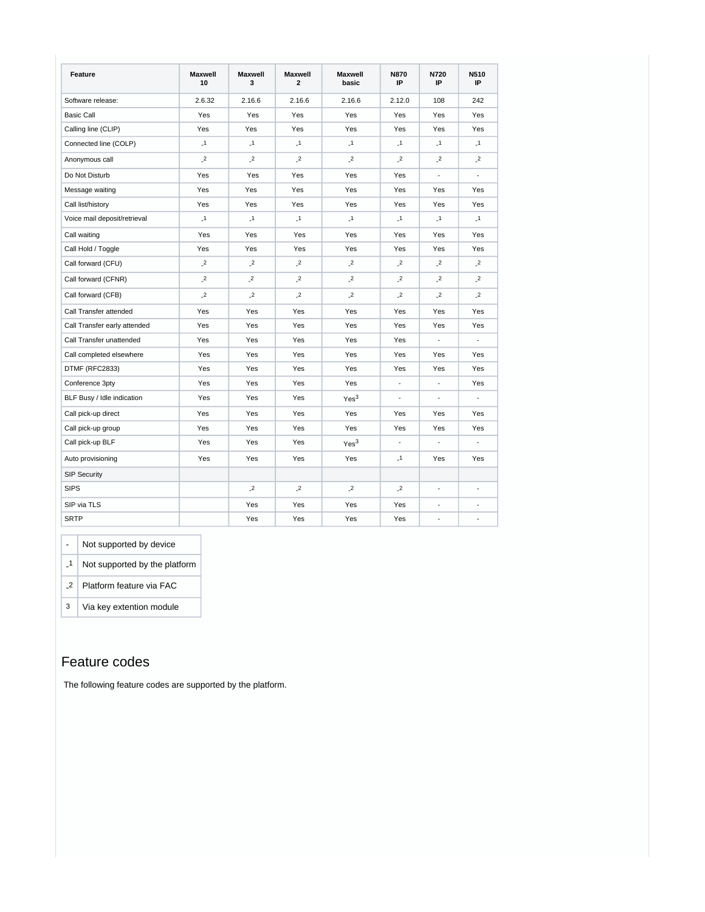| Feature | Maxwell 10 | Maxwell 3 | Maxwell 2 | Maxwell basic | N870 IP | N720 IP | N510 IP |
| --- | --- | --- | --- | --- | --- | --- | --- |
| Software release: | 2.6.32 | 2.16.6 | 2.16.6 | 2.16.6 | 2.12.0 | 108 | 242 |
| Basic Call | Yes | Yes | Yes | Yes | Yes | Yes | Yes |
| Calling line (CLIP) | Yes | Yes | Yes | Yes | Yes | Yes | Yes |
| Connected line (COLP) | -[1] | -[1] | -[1] | -[1] | -[1] | -[1] | -[1] |
| Anonymous call | -[2] | -[2] | -[2] | -[2] | -[2] | -[2] | -[2] |
| Do Not Disturb | Yes | Yes | Yes | Yes | Yes | - | - |
| Message waiting | Yes | Yes | Yes | Yes | Yes | Yes | Yes |
| Call list/history | Yes | Yes | Yes | Yes | Yes | Yes | Yes |
| Voice mail deposit/retrieval | -[1] | -[1] | -[1] | -[1] | -[1] | -[1] | -[1] |
| Call waiting | Yes | Yes | Yes | Yes | Yes | Yes | Yes |
| Call Hold / Toggle | Yes | Yes | Yes | Yes | Yes | Yes | Yes |
| Call forward (CFU) | -[2] | -[2] | -[2] | -[2] | -[2] | -[2] | -[2] |
| Call forward (CFNR) | -[2] | -[2] | -[2] | -[2] | -[2] | -[2] | -[2] |
| Call forward (CFB) | -[2] | -[2] | -[2] | -[2] | -[2] | -[2] | -[2] |
| Call Transfer attended | Yes | Yes | Yes | Yes | Yes | Yes | Yes |
| Call Transfer early attended | Yes | Yes | Yes | Yes | Yes | Yes | Yes |
| Call Transfer unattended | Yes | Yes | Yes | Yes | Yes | - | - |
| Call completed elsewhere | Yes | Yes | Yes | Yes | Yes | Yes | Yes |
| DTMF (RFC2833) | Yes | Yes | Yes | Yes | Yes | Yes | Yes |
| Conference 3pty | Yes | Yes | Yes | Yes | - | - | Yes |
| BLF Busy / Idle indication | Yes | Yes | Yes | Yes[3] | - | - | - |
| Call pick-up direct | Yes | Yes | Yes | Yes | Yes | Yes | Yes |
| Call pick-up group | Yes | Yes | Yes | Yes | Yes | Yes | Yes |
| Call pick-up BLF | Yes | Yes | Yes | Yes[3] | - | - | - |
| Auto provisioning | Yes | Yes | Yes | Yes | -[1] | Yes | Yes |
| SIP Security | | | | | | | |
| SIPS | | -[2] | -[2] | -[2] | -[2] | - | - |
| SIP via TLS | | Yes | Yes | Yes | Yes | - | - |
| SRTP | | Yes | Yes | Yes | Yes | - | - |

| | |
| --- | --- |
| - | Not supported by device |
| -[1] | Not supported by the platform |
| -[2] | Platform feature via FAC |
| [3] | Via key extention module |

## Feature codes

The following feature codes are supported by the platform.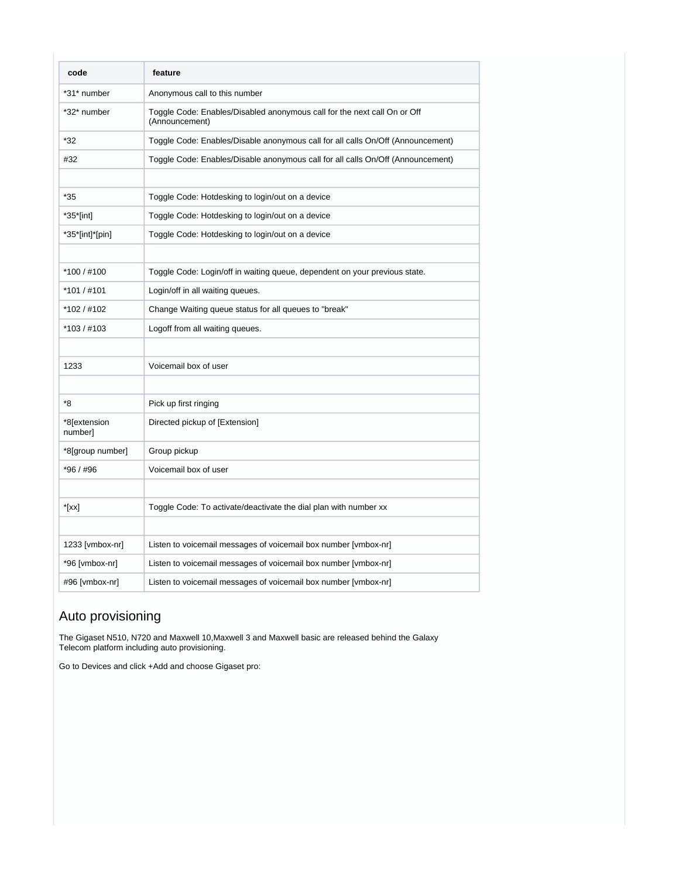| code | feature |
| --- | --- |
| *31* number | Anonymous call to this number |
| *32* number | Toggle Code: Enables/Disabled anonymous call for the next call On or Off (Announcement) |
| *32 | Toggle Code: Enables/Disable anonymous call for all calls On/Off (Announcement) |
| #32 | Toggle Code: Enables/Disable anonymous call for all calls On/Off (Announcement) |
| | |
| *35 | Toggle Code: Hotdesking to login/out on a device |
| *35*[int] | Toggle Code: Hotdesking to login/out on a device |
| *35*[int]*[pin] | Toggle Code: Hotdesking to login/out on a device |
| | |
| *100 / #100 | Toggle Code: Login/off in waiting queue, dependent on your previous state. |
| *101 / #101 | Login/off in all waiting queues. |
| *102 / #102 | Change Waiting queue status for all queues to "break" |
| *103 / #103 | Logoff from all waiting queues. |
| | |
| 1233 | Voicemail box of user |
| | |
| *8 | Pick up first ringing |
| *8[extension number] | Directed pickup of [Extension] |
| *8[group number] | Group pickup |
| *96 / #96 | Voicemail box of user |
| | |
| *[xx] | Toggle Code: To activate/deactivate the dial plan with number xx |
| | |
| 1233 [vmbox-nr] | Listen to voicemail messages of voicemail box number [vmbox-nr] |
| *96 [vmbox-nr] | Listen to voicemail messages of voicemail box number [vmbox-nr] |
| #96 [vmbox-nr] | Listen to voicemail messages of voicemail box number [vmbox-nr] |

## Auto provisioning

The Gigaset N510, N720 and Maxwell 10,Maxwell 3 and Maxwell basic are released behind the Galaxy Telecom platform including auto provisioning.

Go to Devices and click +Add and choose Gigaset pro: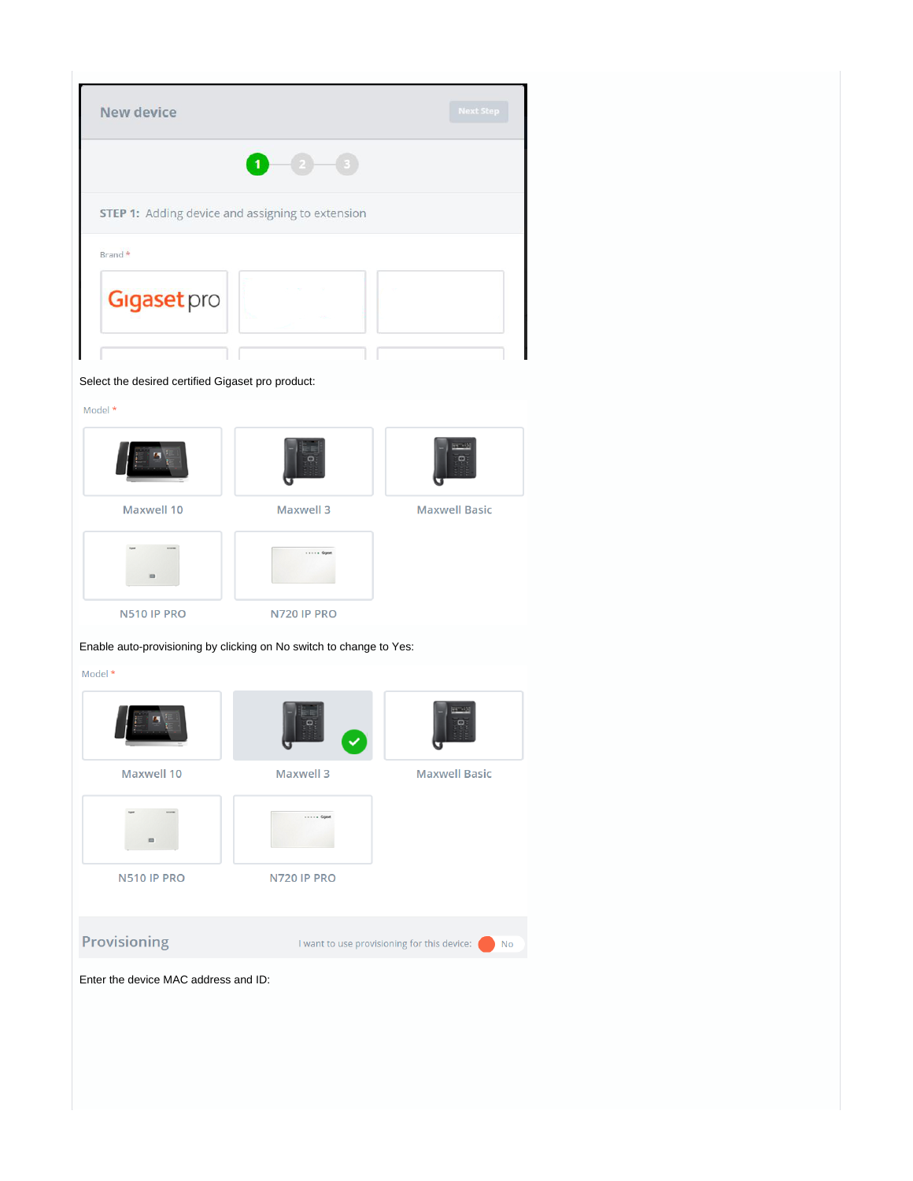New device

Next Step

1 2 3

STEP 1: Adding device and assigning to extension

Brand *

Gigaset pro

Select the desired certified Gigaset pro product:

Model *

Maxwell 10

Maxwell 3

Maxwell Basic

N510 IP PRO

N720 IP PRO

Enable auto-provisioning by clicking on No switch to change to Yes:

Model *

Maxwell 10

Maxwell 3

Maxwell Basic

N510 IP PRO

N720 IP PRO

Provisioning

I want to use provisioning for this device: No

Enter the device MAC address and ID: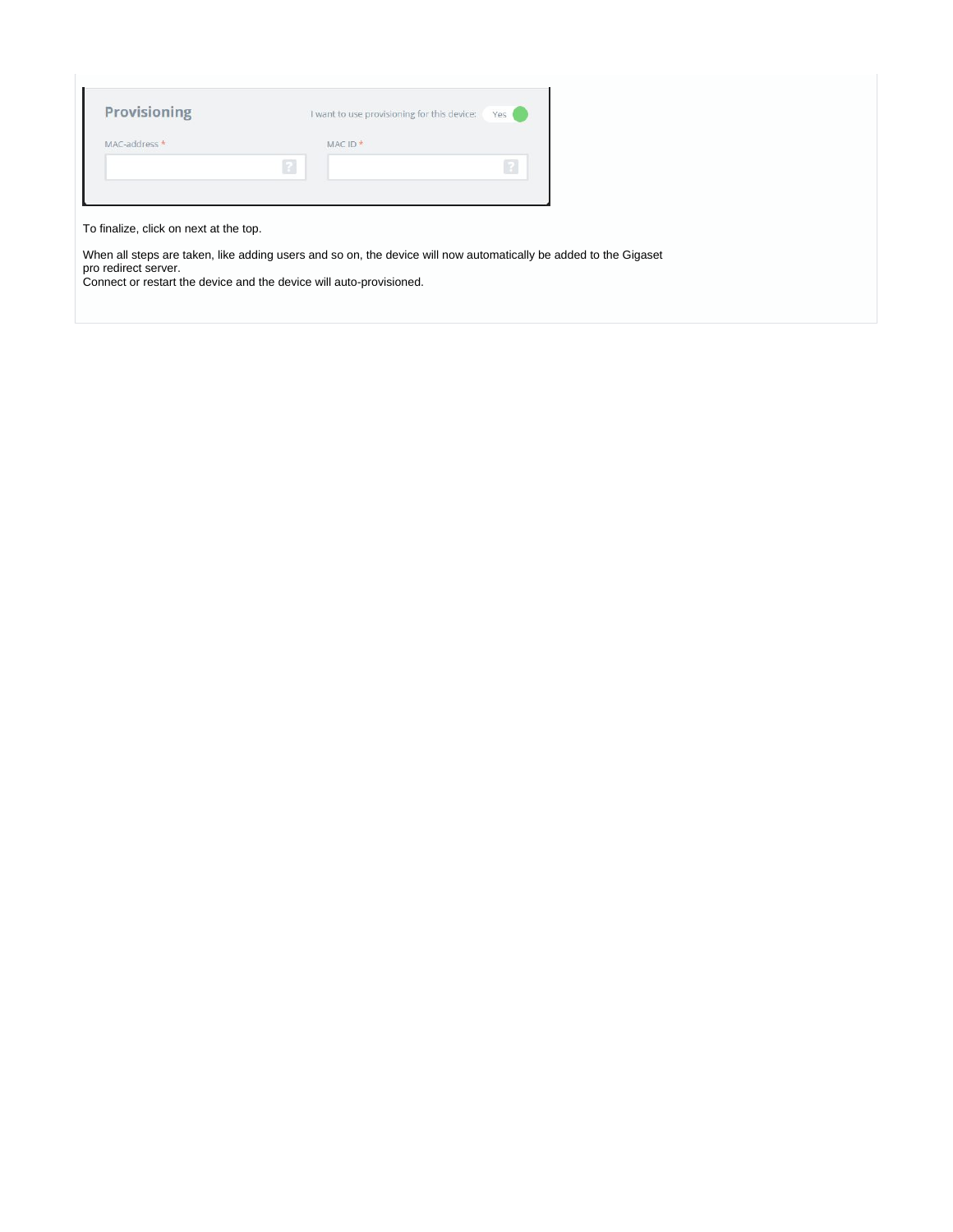Provisioning

I want to use provisioning for this device: Yes

MAC-address *

MAC ID *

To finalize, click on next at the top.

When all steps are taken, like adding users and so on, the device will now automatically be added to the Gigaset pro redirect server.
Connect or restart the device and the device will auto-provisioned.